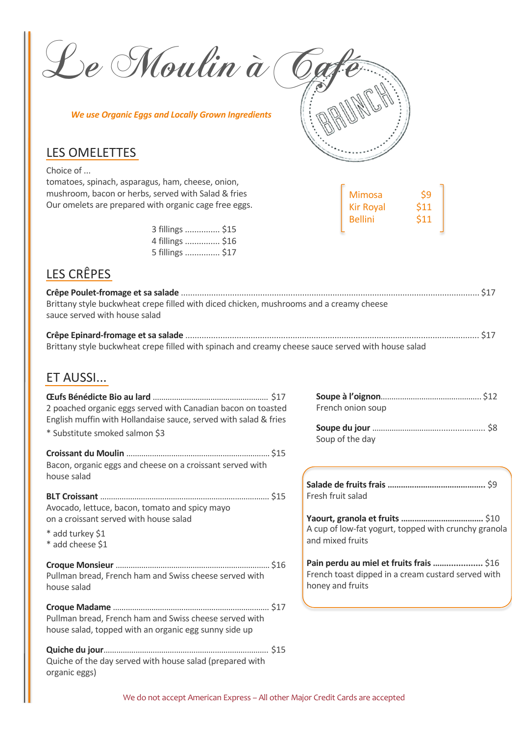# Le Moulin à Café

BRUNCH

*We use Organic Eggs and Locally Grown Ingredients*

| | |
|---|---|
| Mimosa | $9 |
| Kir Royal | $11 |
| Bellini | $11 |

## LES OMELETTES

Choice of ...
tomatoes, spinach, asparagus, ham, cheese, onion, mushroom, bacon or herbs, served with Salad & fries
Our omelets are prepared with organic cage free eggs.

3 fillings ............... $15
4 fillings ............... $16
5 fillings ............... $17

## LES CRÊPES

**Crêpe Poulet-fromage et sa salade** ............ $17
Brittany style buckwheat crepe filled with diced chicken, mushrooms and a creamy cheese sauce served with house salad

**Crêpe Epinard-fromage et sa salade** ............ $17
Brittany style buckwheat crepe filled with spinach and creamy cheese sauce served with house salad

## ET AUSSI...

**Œufs Bénédicte Bio au lard** ............ $17
2 poached organic eggs served with Canadian bacon on toasted English muffin with Hollandaise sauce, served with salad & fries
* Substitute smoked salmon $3

**Croissant du Moulin** ............ $15
Bacon, organic eggs and cheese on a croissant served with house salad

**BLT Croissant** ............ $15
Avocado, lettuce, bacon, tomato and spicy mayo on a croissant served with house salad
* add turkey $1
* add cheese $1

**Croque Monsieur** ............ $16
Pullman bread, French ham and Swiss cheese served with house salad

**Croque Madame** ............ $17
Pullman bread, French ham and Swiss cheese served with house salad, topped with an organic egg sunny side up

**Quiche du jour**............ $15
Quiche of the day served with house salad (prepared with organic eggs)

**Soupe à l'oignon**............ $12
French onion soup

**Soupe du jour** ............ $8
Soup of the day

**Salade de fruits frais** ............ $9
Fresh fruit salad

**Yaourt, granola et fruits** ............ $10
A cup of low-fat yogurt, topped with crunchy granola and mixed fruits

**Pain perdu au miel et fruits frais** ............ $16
French toast dipped in a cream custard served with honey and fruits

We do not accept American Express – All other Major Credit Cards are accepted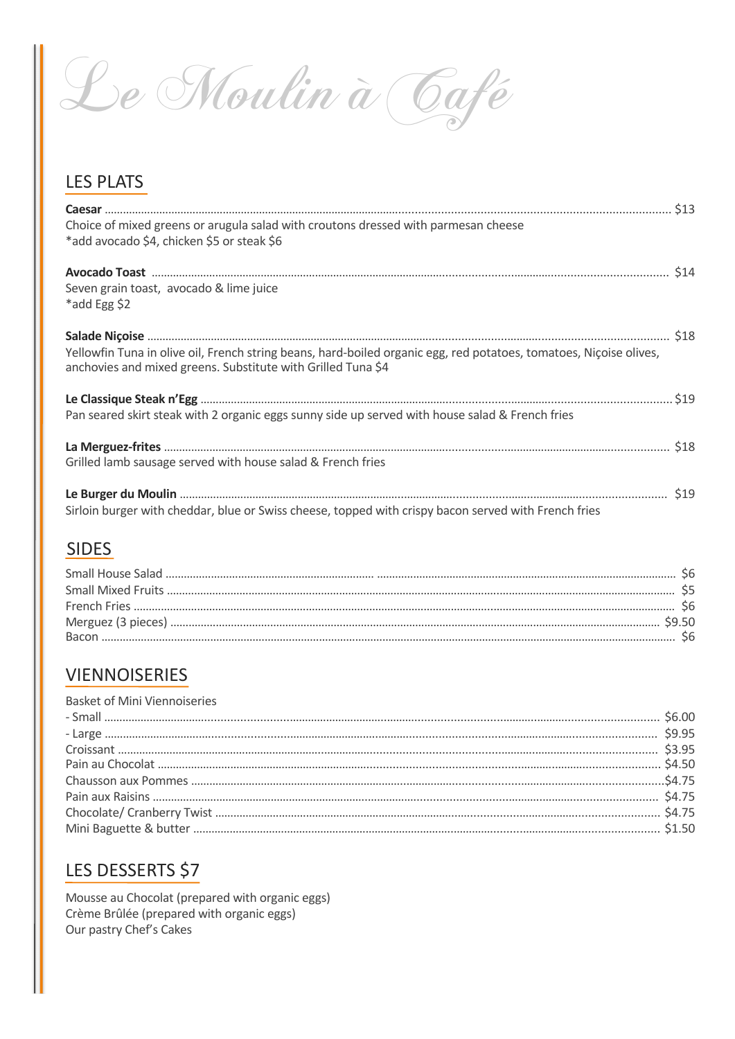# Le Moulin à Café

## LES PLATS

**Caesar** ........ $13
Choice of mixed greens or arugula salad with croutons dressed with parmesan cheese
*add avocado $4, chicken $5 or steak $6

**Avocado Toast** ........ $14
Seven grain toast, avocado & lime juice
*add Egg $2

**Salade Niçoise** ........ $18
Yellowfin Tuna in olive oil, French string beans, hard-boiled organic egg, red potatoes, tomatoes, Niçoise olives, anchovies and mixed greens. Substitute with Grilled Tuna $4

**Le Classique Steak n'Egg** ........ $19
Pan seared skirt steak with 2 organic eggs sunny side up served with house salad & French fries

**La Merguez-frites** ........ $18
Grilled lamb sausage served with house salad & French fries

**Le Burger du Moulin** ........ $19
Sirloin burger with cheddar, blue or Swiss cheese, topped with crispy bacon served with French fries

## SIDES

Small House Salad ........ $6
Small Mixed Fruits ........ $5
French Fries ........ $6
Merguez (3 pieces) ........ $9.50
Bacon ........ $6

## VIENNOISERIES

Basket of Mini Viennoiseries
- Small ........ $6.00
- Large ........ $9.95

Croissant ........ $3.95
Pain au Chocolat ........ $4.50
Chausson aux Pommes ........ $4.75
Pain aux Raisins ........ $4.75
Chocolate/ Cranberry Twist ........ $4.75
Mini Baguette & butter ........ $1.50

## LES DESSERTS $7

Mousse au Chocolat (prepared with organic eggs)
Crème Brûlée (prepared with organic eggs)
Our pastry Chef's Cakes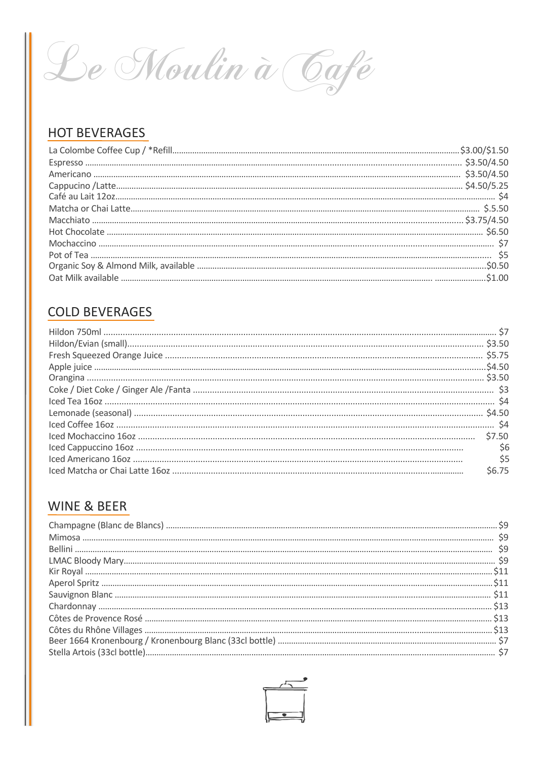# Le Moulin à Café

## HOT BEVERAGES

| | |
|---|---|
| La Colombe Coffee Cup / *Refill | $3.00/$1.50 |
| Espresso | $3.50/4.50 |
| Americano | $3.50/4.50 |
| Cappucino /Latte | $4.50/5.25 |
| Café au Lait 12oz | $4 |
| Matcha or Chai Latte | $.5.50 |
| Macchiato | $3.75/4.50 |
| Hot Chocolate | $6.50 |
| Mochaccino | $7 |
| Pot of Tea | $5 |
| Organic Soy & Almond Milk, available | $0.50 |
| Oat Milk available | $1.00 |

## COLD BEVERAGES

| | |
|---|---|
| Hildon 750ml | $7 |
| Hildon/Evian (small) | $3.50 |
| Fresh Squeezed Orange Juice | $5.75 |
| Apple juice | $4.50 |
| Orangina | $3.50 |
| Coke / Diet Coke / Ginger Ale /Fanta | $3 |
| Iced Tea 16oz | $4 |
| Lemonade (seasonal) | $4.50 |
| Iced Coffee 16oz | $4 |
| Iced Mochaccino 16oz | $7.50 |
| Iced Cappuccino 16oz | $6 |
| Iced Americano 16oz | $5 |
| Iced Matcha or Chai Latte 16oz | $6.75 |

## WINE & BEER

| | |
|---|---|
| Champagne (Blanc de Blancs) | $9 |
| Mimosa | $9 |
| Bellini | $9 |
| LMAC Bloody Mary | $9 |
| Kir Royal | $11 |
| Aperol Spritz | $11 |
| Sauvignon Blanc | $11 |
| Chardonnay | $13 |
| Côtes de Provence Rosé | $13 |
| Côtes du Rhône Villages | $13 |
| Beer 1664 Kronenbourg / Kronenbourg Blanc (33cl bottle) | $7 |
| Stella Artois (33cl bottle) | $7 |